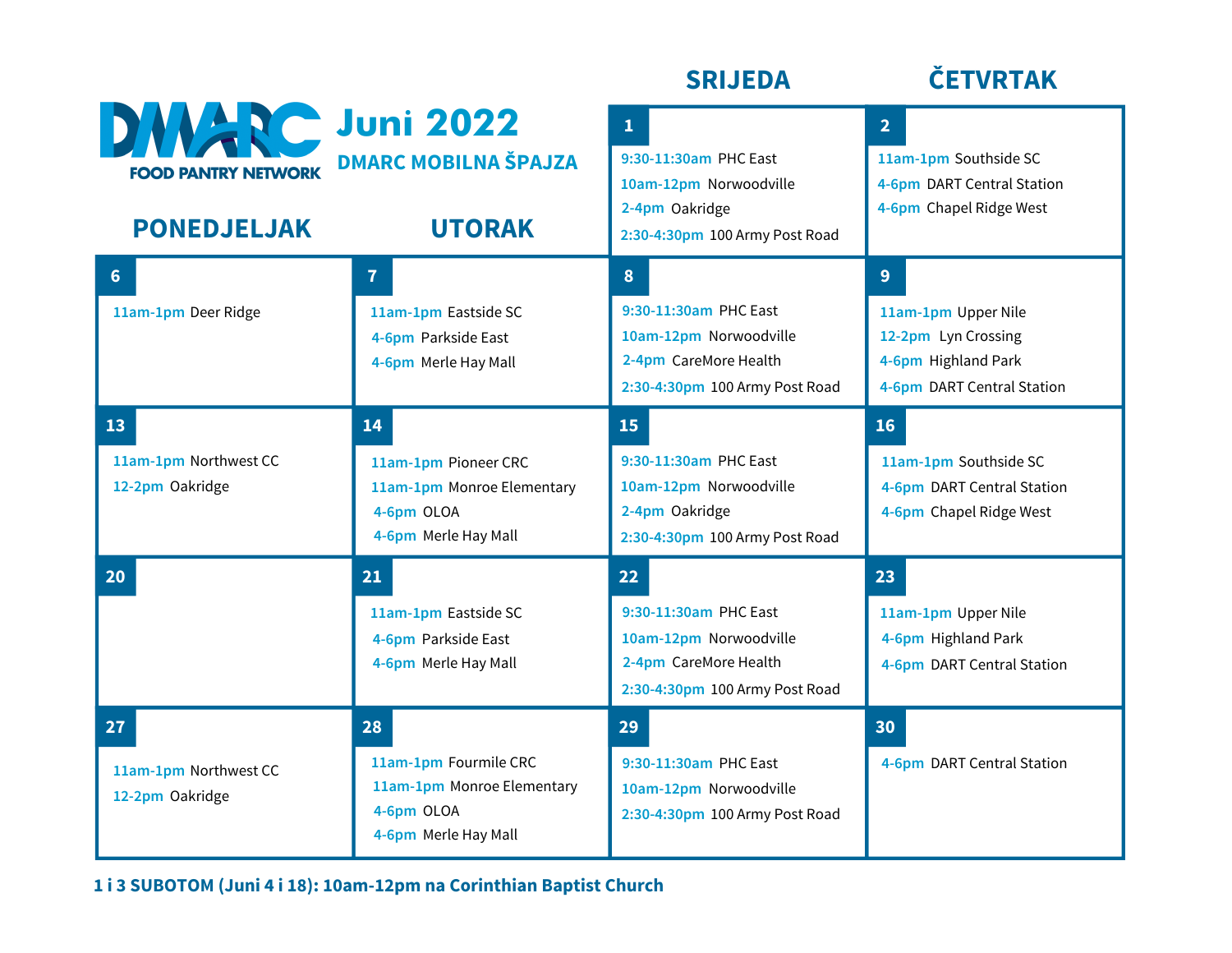DMARC FOOD PANTRY NETWORK

# Juni 2022

## DMARC MOBILNA ŠPAJZA

| PONEDJELJAK | UTORAK | SRIJEDA | ČETVRTAK |
|---|---|---|---|
| | | **1**<br>9:30-11:30am PHC East<br>10am-12pm Norwoodville<br>2-4pm Oakridge<br>2:30-4:30pm 100 Army Post Road | **2**<br>11am-1pm Southside SC<br>4-6pm DART Central Station<br>4-6pm Chapel Ridge West |
| **6**<br>11am-1pm Deer Ridge | **7**<br>11am-1pm Eastside SC<br>4-6pm Parkside East<br>4-6pm Merle Hay Mall | **8**<br>9:30-11:30am PHC East<br>10am-12pm Norwoodville<br>2-4pm CareMore Health<br>2:30-4:30pm 100 Army Post Road | **9**<br>11am-1pm Upper Nile<br>12-2pm Lyn Crossing<br>4-6pm Highland Park<br>4-6pm DART Central Station |
| **13**<br>11am-1pm Northwest CC<br>12-2pm Oakridge | **14**<br>11am-1pm Pioneer CRC<br>11am-1pm Monroe Elementary<br>4-6pm OLOA<br>4-6pm Merle Hay Mall | **15**<br>9:30-11:30am PHC East<br>10am-12pm Norwoodville<br>2-4pm Oakridge<br>2:30-4:30pm 100 Army Post Road | **16**<br>11am-1pm Southside SC<br>4-6pm DART Central Station<br>4-6pm Chapel Ridge West |
| **20** | **21**<br>11am-1pm Eastside SC<br>4-6pm Parkside East<br>4-6pm Merle Hay Mall | **22**<br>9:30-11:30am PHC East<br>10am-12pm Norwoodville<br>2-4pm CareMore Health<br>2:30-4:30pm 100 Army Post Road | **23**<br>11am-1pm Upper Nile<br>4-6pm Highland Park<br>4-6pm DART Central Station |
| **27**<br>11am-1pm Northwest CC<br>12-2pm Oakridge | **28**<br>11am-1pm Fourmile CRC<br>11am-1pm Monroe Elementary<br>4-6pm OLOA<br>4-6pm Merle Hay Mall | **29**<br>9:30-11:30am PHC East<br>10am-12pm Norwoodville<br>2:30-4:30pm 100 Army Post Road | **30**<br>4-6pm DART Central Station |

**1 i 3 SUBOTOM (Juni 4 i 18): 10am-12pm na Corinthian Baptist Church**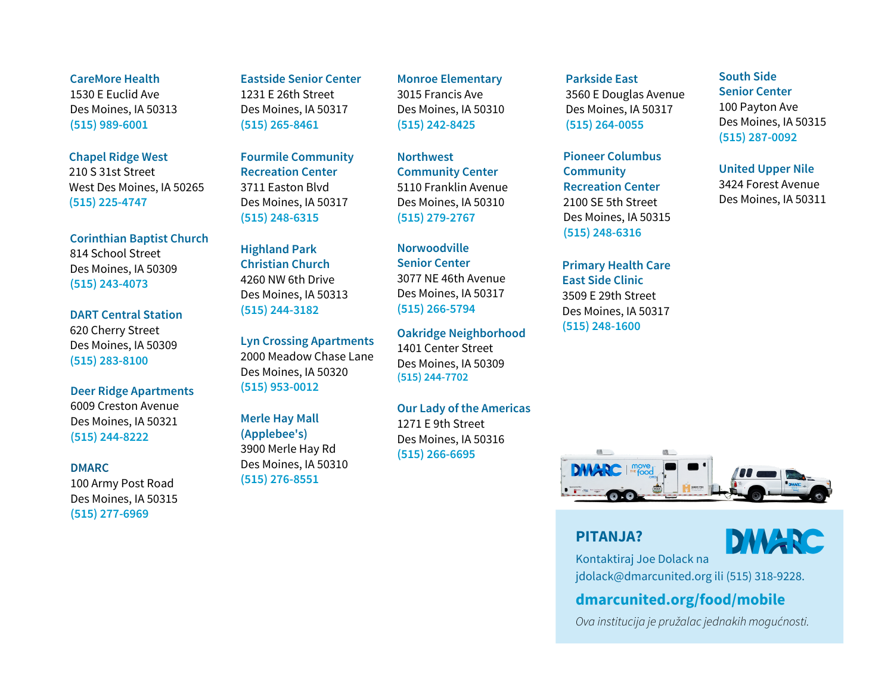**CareMore Health**
1530 E Euclid Ave
Des Moines, IA 50313
(515) 989-6001

**Chapel Ridge West**
210 S 31st Street
West Des Moines, IA 50265
(515) 225-4747

**Corinthian Baptist Church**
814 School Street
Des Moines, IA 50309
(515) 243-4073

**DART Central Station**
620 Cherry Street
Des Moines, IA 50309
(515) 283-8100

**Deer Ridge Apartments**
6009 Creston Avenue
Des Moines, IA 50321
(515) 244-8222

**DMARC**
100 Army Post Road
Des Moines, IA 50315
(515) 277-6969

**Eastside Senior Center**
1231 E 26th Street
Des Moines, IA 50317
(515) 265-8461

**Fourmile Community Recreation Center**
3711 Easton Blvd
Des Moines, IA 50317
(515) 248-6315

**Highland Park Christian Church**
4260 NW 6th Drive
Des Moines, IA 50313
(515) 244-3182

**Lyn Crossing Apartments**
2000 Meadow Chase Lane
Des Moines, IA 50320
(515) 953-0012

**Merle Hay Mall (Applebee's)**
3900 Merle Hay Rd
Des Moines, IA 50310
(515) 276-8551

**Monroe Elementary**
3015 Francis Ave
Des Moines, IA 50310
(515) 242-8425

**Northwest Community Center**
5110 Franklin Avenue
Des Moines, IA 50310
(515) 279-2767

**Norwoodville Senior Center**
3077 NE 46th Avenue
Des Moines, IA 50317
(515) 266-5794

**Oakridge Neighborhood**
1401 Center Street
Des Moines, IA 50309
(515) 244-7702

**Our Lady of the Americas**
1271 E 9th Street
Des Moines, IA 50316
(515) 266-6695

**Parkside East**
3560 E Douglas Avenue
Des Moines, IA 50317
(515) 264-0055

**Pioneer Columbus Community Recreation Center**
2100 SE 5th Street
Des Moines, IA 50315
(515) 248-6316

**Primary Health Care East Side Clinic**
3509 E 29th Street
Des Moines, IA 50317
(515) 248-1600

**South Side Senior Center**
100 Payton Ave
Des Moines, IA 50315
(515) 287-0092

**United Upper Nile**
3424 Forest Avenue
Des Moines, IA 50311

## PITANJA?

Kontaktiraj Joe Dolack na jdolack@dmarcunited.org ili (515) 318-9228.

**dmarcunited.org/food/mobile**

*Ova institucija je pružalac jednakih mogućnosti.*